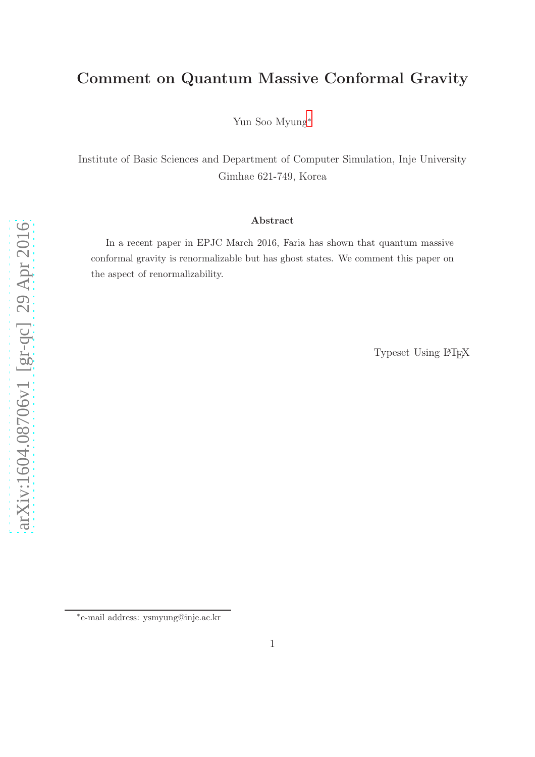# Comment on Quantum Massive Conformal Gravity

Yun Soo Myung[*]

Institute of Basic Sciences and Department of Computer Simulation, Inje University
Gimhae 621-749, Korea

### Abstract

In a recent paper in EPJC March 2016, Faria has shown that quantum massive conformal gravity is renormalizable but has ghost states. We comment this paper on the aspect of renormalizability.

Typeset Using LaTeX

[*]e-mail address: ysmyung@inje.ac.kr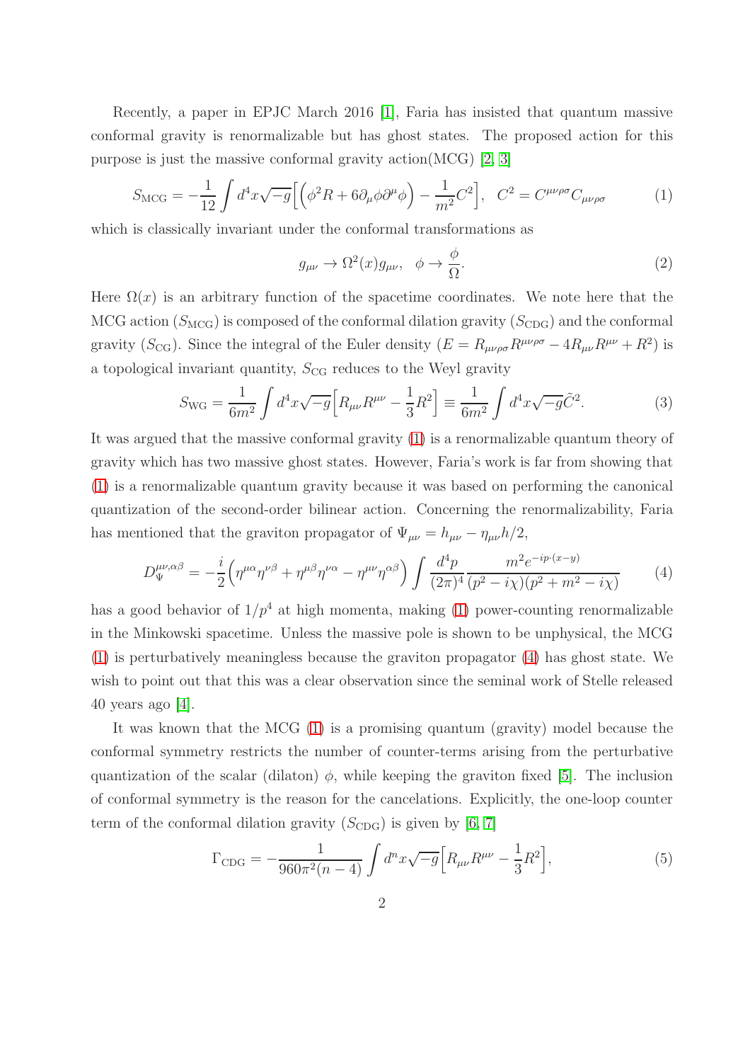Recently, a paper in EPJC March 2016 [1], Faria has insisted that quantum massive conformal gravity is renormalizable but has ghost states. The proposed action for this purpose is just the massive conformal gravity action(MCG) [2, 3]

$$S_{\rm MCG} = -\frac{1}{12}\int d^4x\sqrt{-g}\Big[\Big(\phi^2 R + 6\partial_\mu\phi\partial^\mu\phi\Big) - \frac{1}{m^2}C^2\Big], \quad C^2 = C^{\mu\nu\rho\sigma}C_{\mu\nu\rho\sigma} \tag{1}$$

which is classically invariant under the conformal transformations as

$$g_{\mu\nu} \to \Omega^2(x) g_{\mu\nu}, \quad \phi \to \frac{\phi}{\Omega}. \tag{2}$$

Here $\Omega(x)$ is an arbitrary function of the spacetime coordinates. We note here that the MCG action ($S_{\rm MCG}$) is composed of the conformal dilation gravity ($S_{\rm CDG}$) and the conformal gravity ($S_{\rm CG}$). Since the integral of the Euler density ($E = R_{\mu\nu\rho\sigma}R^{\mu\nu\rho\sigma} - 4R_{\mu\nu}R^{\mu\nu} + R^2$) is a topological invariant quantity, $S_{\rm CG}$ reduces to the Weyl gravity

$$S_{\rm WG} = \frac{1}{6m^2}\int d^4x\sqrt{-g}\Big[R_{\mu\nu}R^{\mu\nu} - \frac{1}{3}R^2\Big] \equiv \frac{1}{6m^2}\int d^4x\sqrt{-g}\tilde{C}^2. \tag{3}$$

It was argued that the massive conformal gravity (1) is a renormalizable quantum theory of gravity which has two massive ghost states. However, Faria's work is far from showing that (1) is a renormalizable quantum gravity because it was based on performing the canonical quantization of the second-order bilinear action. Concerning the renormalizability, Faria has mentioned that the graviton propagator of $\Psi_{\mu\nu} = h_{\mu\nu} - \eta_{\mu\nu}h/2$,

$$D^{\mu\nu,\alpha\beta}_{\Psi} = -\frac{i}{2}\Big(\eta^{\mu\alpha}\eta^{\nu\beta} + \eta^{\mu\beta}\eta^{\nu\alpha} - \eta^{\mu\nu}\eta^{\alpha\beta}\Big)\int\frac{d^4p}{(2\pi)^4}\frac{m^2 e^{-ip\cdot(x-y)}}{(p^2 - i\chi)(p^2 + m^2 - i\chi)} \tag{4}$$

has a good behavior of $1/p^4$ at high momenta, making (1) power-counting renormalizable in the Minkowski spacetime. Unless the massive pole is shown to be unphysical, the MCG (1) is perturbatively meaningless because the graviton propagator (4) has ghost state. We wish to point out that this was a clear observation since the seminal work of Stelle released 40 years ago [4].

It was known that the MCG (1) is a promising quantum (gravity) model because the conformal symmetry restricts the number of counter-terms arising from the perturbative quantization of the scalar (dilaton) $\phi$, while keeping the graviton fixed [5]. The inclusion of conformal symmetry is the reason for the cancelations. Explicitly, the one-loop counter term of the conformal dilation gravity ($S_{\rm CDG}$) is given by [6, 7]

$$\Gamma_{\rm CDG} = -\frac{1}{960\pi^2(n-4)}\int d^nx\sqrt{-g}\Big[R_{\mu\nu}R^{\mu\nu} - \frac{1}{3}R^2\Big], \tag{5}$$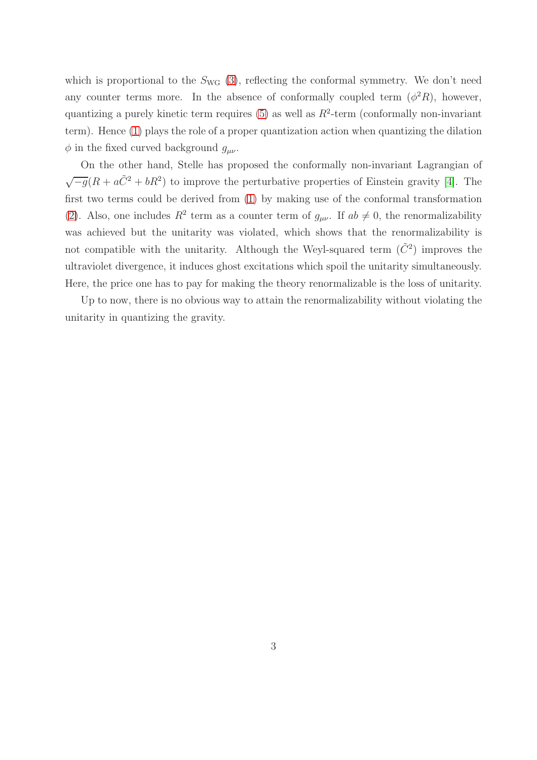which is proportional to the $S_{\rm WG}$ (3), reflecting the conformal symmetry. We don't need any counter terms more. In the absence of conformally coupled term ($\phi^2 R$), however, quantizing a purely kinetic term requires (5) as well as $R^2$-term (conformally non-invariant term). Hence (1) plays the role of a proper quantization action when quantizing the dilation $\phi$ in the fixed curved background $g_{\mu\nu}$.

On the other hand, Stelle has proposed the conformally non-invariant Lagrangian of $\sqrt{-g}(R + a\tilde{C}^2 + bR^2)$ to improve the perturbative properties of Einstein gravity [4]. The first two terms could be derived from (1) by making use of the conformal transformation (2). Also, one includes $R^2$ term as a counter term of $g_{\mu\nu}$. If $ab \neq 0$, the renormalizability was achieved but the unitarity was violated, which shows that the renormalizability is not compatible with the unitarity. Although the Weyl-squared term ($\tilde{C}^2$) improves the ultraviolet divergence, it induces ghost excitations which spoil the unitarity simultaneously. Here, the price one has to pay for making the theory renormalizable is the loss of unitarity.

Up to now, there is no obvious way to attain the renormalizability without violating the unitarity in quantizing the gravity.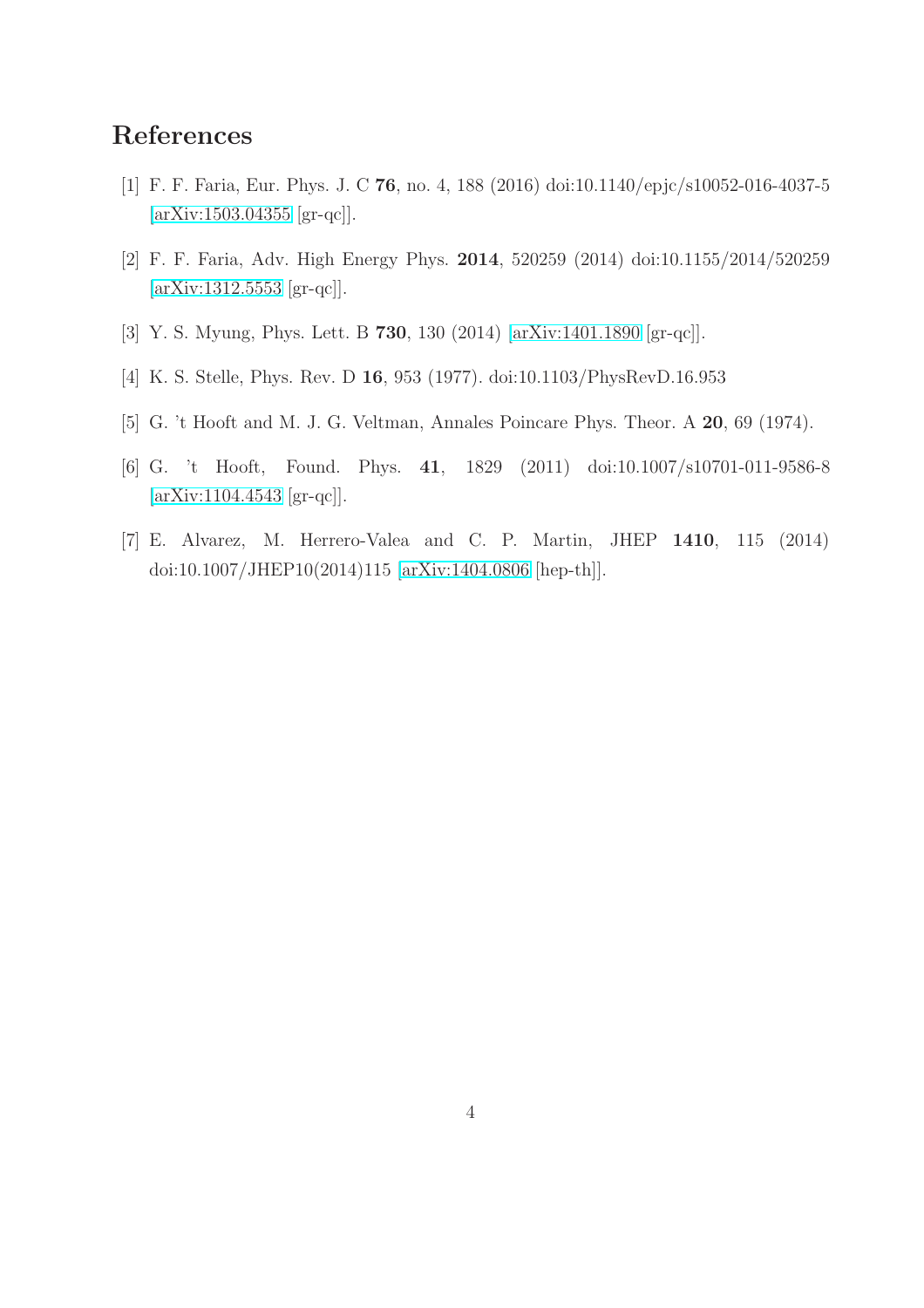# References

[1] F. F. Faria, Eur. Phys. J. C **76**, no. 4, 188 (2016) doi:10.1140/epjc/s10052-016-4037-5 [arXiv:1503.04355 [gr-qc]].

[2] F. F. Faria, Adv. High Energy Phys. **2014**, 520259 (2014) doi:10.1155/2014/520259 [arXiv:1312.5553 [gr-qc]].

[3] Y. S. Myung, Phys. Lett. B **730**, 130 (2014) [arXiv:1401.1890 [gr-qc]].

[4] K. S. Stelle, Phys. Rev. D **16**, 953 (1977). doi:10.1103/PhysRevD.16.953

[5] G. 't Hooft and M. J. G. Veltman, Annales Poincare Phys. Theor. A **20**, 69 (1974).

[6] G. 't Hooft, Found. Phys. **41**, 1829 (2011) doi:10.1007/s10701-011-9586-8 [arXiv:1104.4543 [gr-qc]].

[7] E. Alvarez, M. Herrero-Valea and C. P. Martin, JHEP **1410**, 115 (2014) doi:10.1007/JHEP10(2014)115 [arXiv:1404.0806 [hep-th]].